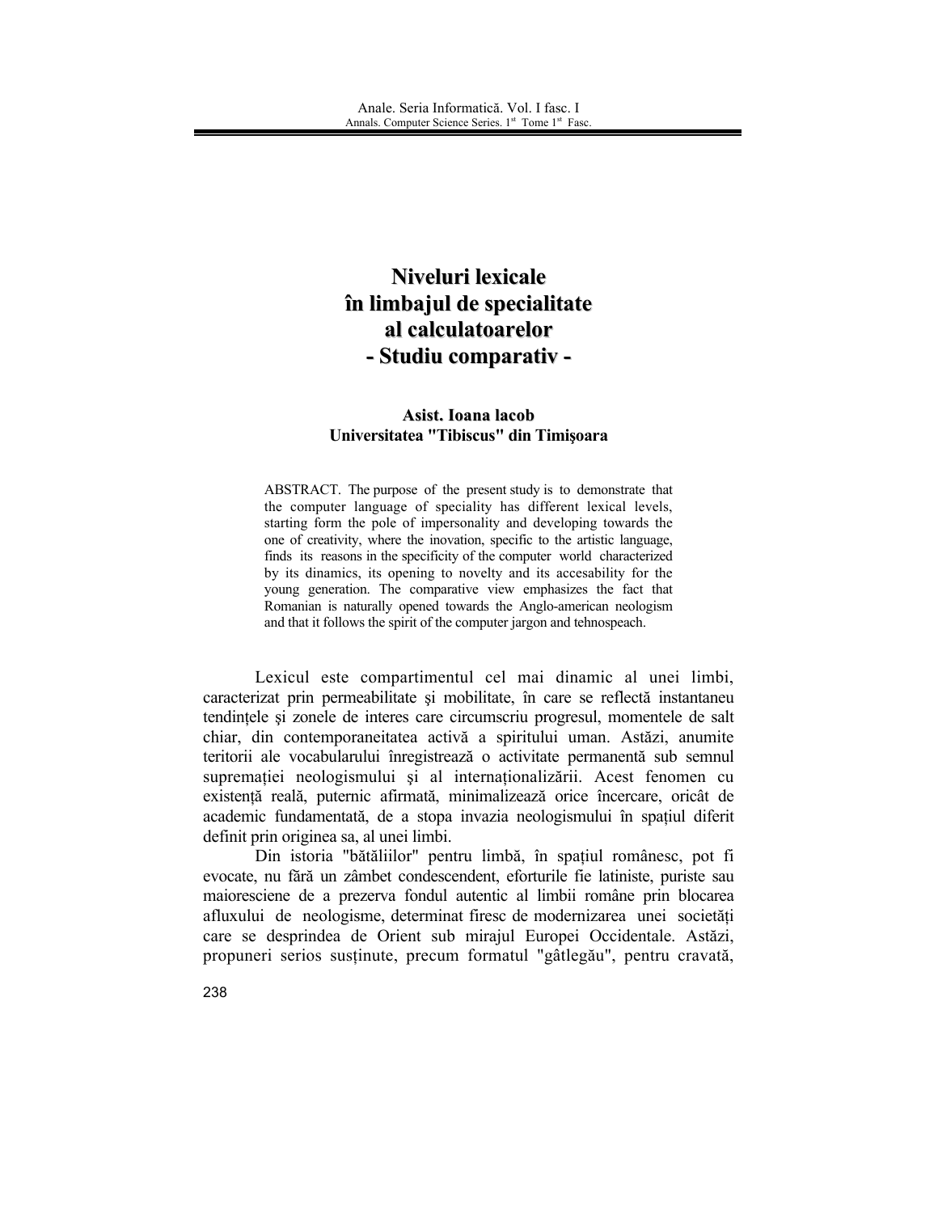# Niveluri lexicale în limbajul de specialitate al calculatoarelor - Studiu comparativ -

**Asist. Ioana Iacob**
**Universitatea "Tibiscus" din Timişoara**

ABSTRACT. The purpose of the present study is to demonstrate that the computer language of speciality has different lexical levels, starting form the pole of impersonality and developing towards the one of creativity, where the inovation, specific to the artistic language, finds its reasons in the specificity of the computer world characterized by its dinamics, its opening to novelty and its accesability for the young generation. The comparative view emphasizes the fact that Romanian is naturally opened towards the Anglo-american neologism and that it follows the spirit of the computer jargon and tehnospeach.

Lexicul este compartimentul cel mai dinamic al unei limbi, caracterizat prin permeabilitate şi mobilitate, în care se reflectă instantaneu tendinţele şi zonele de interes care circumscriu progresul, momentele de salt chiar, din contemporaneitatea activă a spiritului uman. Astăzi, anumite teritorii ale vocabularului înregistrează o activitate permanentă sub semnul supremaţiei neologismului şi al internaţionalizării. Acest fenomen cu existenţă reală, puternic afirmată, minimalizează orice încercare, oricât de academic fundamentată, de a stopa invazia neologismului în spaţiul diferit definit prin originea sa, al unei limbi.

Din istoria "bătăliilor" pentru limbă, în spaţiul românesc, pot fi evocate, nu fără un zâmbet condescendent, eforturile fie latiniste, puriste sau maioresciene de a prezerva fondul autentic al limbii române prin blocarea afluxului de neologisme, determinat firesc de modernizarea unei societăţi care se desprindea de Orient sub mirajul Europei Occidentale. Astăzi, propuneri serios susţinute, precum formatul "gâtlegău", pentru cravată,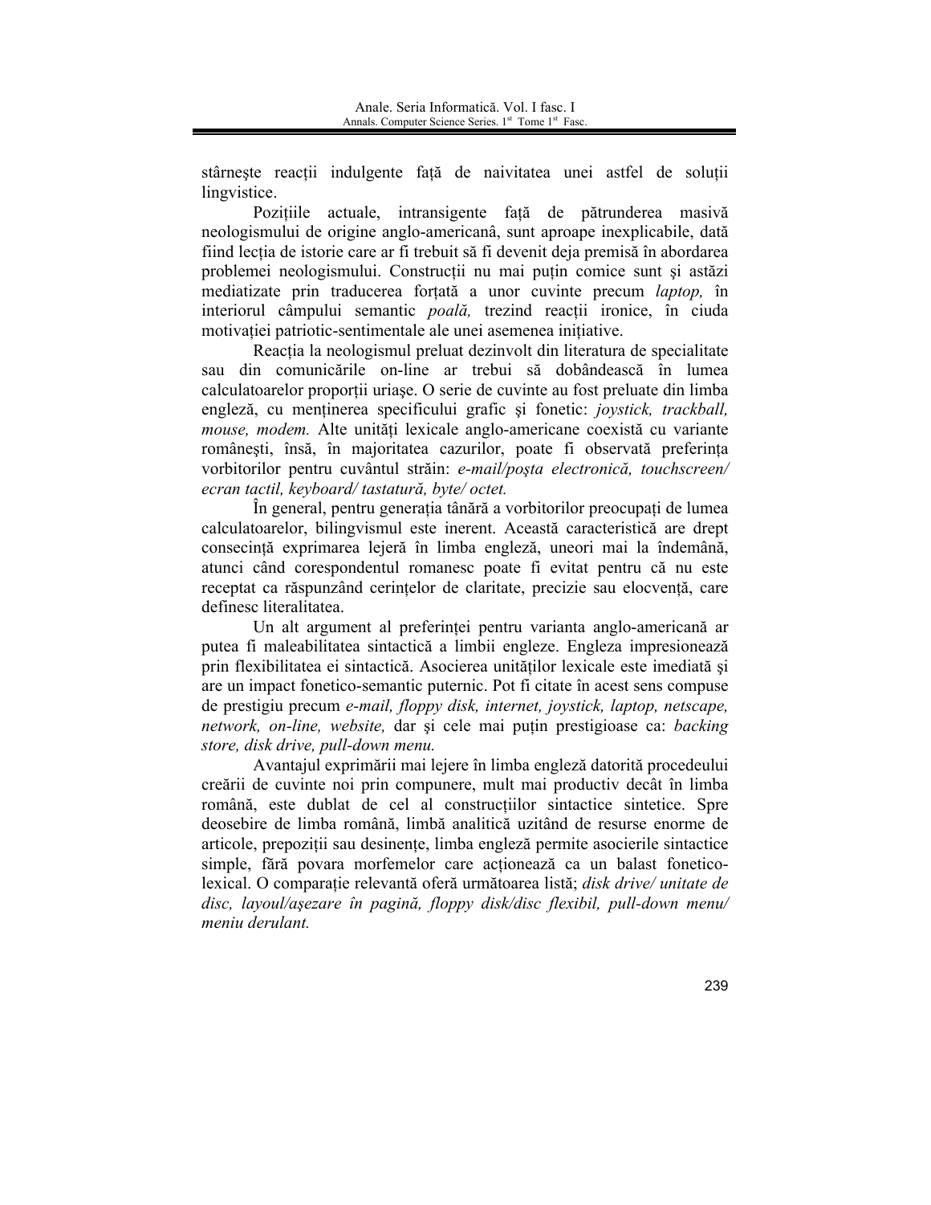stârneşte reacţii indulgente faţă de naivitatea unei astfel de soluţii lingvistice.

Poziţiile actuale, intransigente faţă de pătrunderea masivă neologismului de origine anglo-americanâ, sunt aproape inexplicabile, dată fiind lecţia de istorie care ar fi trebuit să fi devenit deja premisă în abordarea problemei neologismului. Construcţii nu mai puţin comice sunt şi astăzi mediatizate prin traducerea forţată a unor cuvinte precum *laptop,* în interiorul câmpului semantic *poală,* trezind reacţii ironice, în ciuda motivaţiei patriotic-sentimentale ale unei asemenea iniţiative.

Reacţia la neologismul preluat dezinvolt din literatura de specialitate sau din comunicările on-line ar trebui să dobândească în lumea calculatoarelor proporţii uriaşe. O serie de cuvinte au fost preluate din limba engleză, cu menţinerea specificului grafic şi fonetic: *joystick, trackball, mouse, modem.* Alte unităţi lexicale anglo-americane coexistă cu variante româneşti, însă, în majoritatea cazurilor, poate fi observată preferinţa vorbitorilor pentru cuvântul străin: *e-mail/poşta electronică, touchscreen/ ecran tactil, keyboard/ tastatură, byte/ octet.*

În general, pentru generaţia tânără a vorbitorilor preocupaţi de lumea calculatoarelor, bilingvismul este inerent. Această caracteristică are drept consecinţă exprimarea lejeră în limba engleză, uneori mai la îndemână, atunci când corespondentul romanesc poate fi evitat pentru că nu este receptat ca răspunzând cerinţelor de claritate, precizie sau elocvenţă, care definesc literalitatea.

Un alt argument al preferinţei pentru varianta anglo-americană ar putea fi maleabilitatea sintactică a limbii engleze. Engleza impresionează prin flexibilitatea ei sintactică. Asocierea unităţilor lexicale este imediată şi are un impact fonetico-semantic puternic. Pot fi citate în acest sens compuse de prestigiu precum *e-mail, floppy disk, internet, joystick, laptop, netscape, network, on-line, website,* dar şi cele mai puţin prestigioase ca: *backing store, disk drive, pull-down menu.*

Avantajul exprimării mai lejere în limba engleză datorită procedeului creării de cuvinte noi prin compunere, mult mai productiv decât în limba română, este dublat de cel al construcţiilor sintactice sintetice. Spre deosebire de limba română, limbă analitică uzitând de resurse enorme de articole, prepoziţii sau desinenţe, limba engleză permite asocierile sintactice simple, fără povara morfemelor care acţionează ca un balast fonetico-lexical. O comparaţie relevantă oferă următoarea listă; *disk drive/ unitate de disc, layoul/aşezare în pagină, floppy disk/disc flexibil, pull-down menu/ meniu derulant.*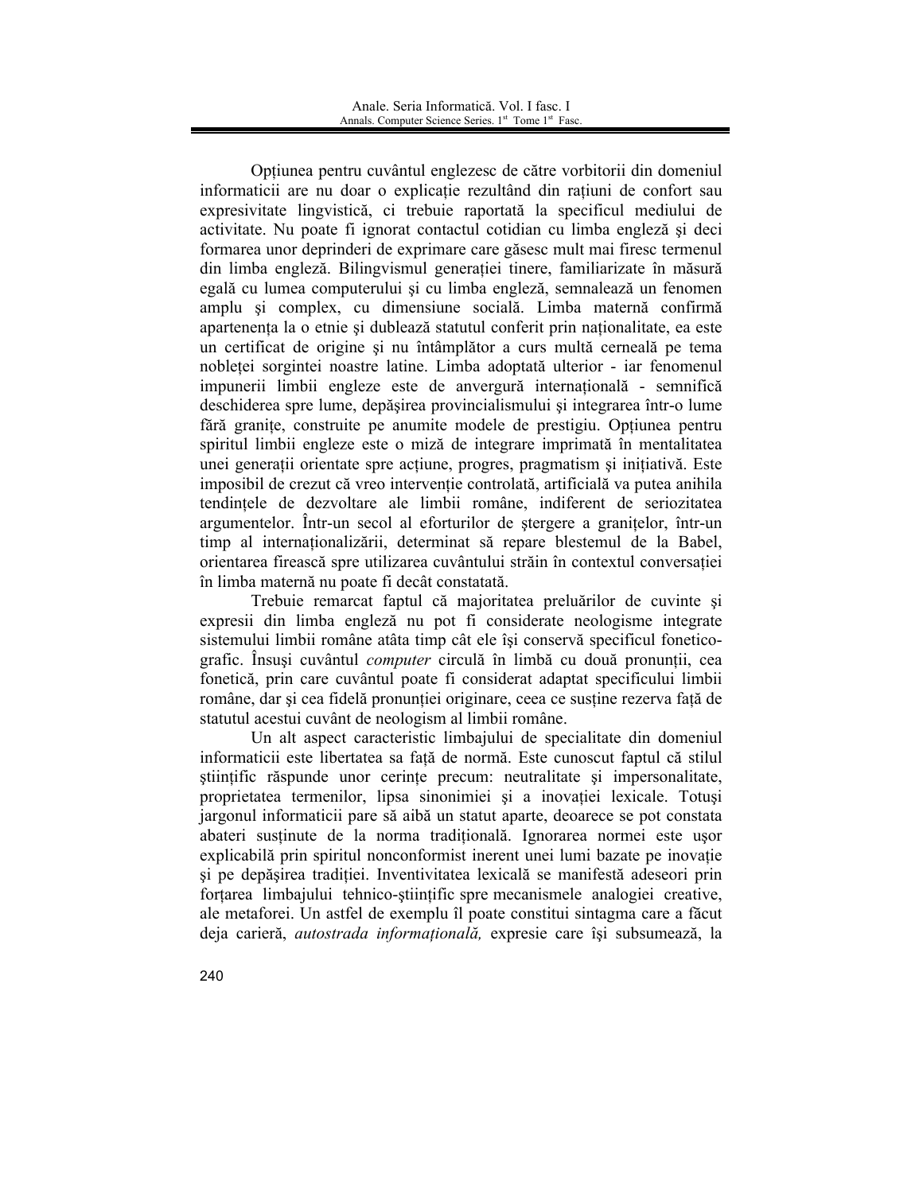Opţiunea pentru cuvântul englezesc de către vorbitorii din domeniul informaticii are nu doar o explicaţie rezultând din raţiuni de confort sau expresivitate lingvistică, ci trebuie raportată la specificul mediului de activitate. Nu poate fi ignorat contactul cotidian cu limba engleză şi deci formarea unor deprinderi de exprimare care găsesc mult mai firesc termenul din limba engleză. Bilingvismul generaţiei tinere, familiarizate în măsură egală cu lumea computerului şi cu limba engleză, semnalează un fenomen amplu şi complex, cu dimensiune socială. Limba maternă confirmă apartenenţa la o etnie şi dublează statutul conferit prin naţionalitate, ea este un certificat de origine şi nu întâmplător a curs multă cerneală pe tema nobleţei sorgintei noastre latine. Limba adoptată ulterior - iar fenomenul impunerii limbii engleze este de anvergură internaţională - semnifică deschiderea spre lume, depăşirea provincialismului şi integrarea într-o lume fără graniţe, construite pe anumite modele de prestigiu. Opţiunea pentru spiritul limbii engleze este o miză de integrare imprimată în mentalitatea unei generaţii orientate spre acţiune, progres, pragmatism şi iniţiativă. Este imposibil de crezut că vreo intervenţie controlată, artificială va putea anihila tendinţele de dezvoltare ale limbii române, indiferent de seriozitatea argumentelor. Într-un secol al eforturilor de ştergere a graniţelor, într-un timp al internaţionalizării, determinat să repare blestemul de la Babel, orientarea firească spre utilizarea cuvântului străin în contextul conversaţiei în limba maternă nu poate fi decât constatată.

Trebuie remarcat faptul că majoritatea preluărilor de cuvinte şi expresii din limba engleză nu pot fi considerate neologisme integrate sistemului limbii române atâta timp cât ele îşi conservă specificul fonetico-grafic. Însuşi cuvântul *computer* circulă în limbă cu două pronunţii, cea fonetică, prin care cuvântul poate fi considerat adaptat specificului limbii române, dar şi cea fidelă pronunţiei originare, ceea ce susţine rezerva faţă de statutul acestui cuvânt de neologism al limbii române.

Un alt aspect caracteristic limbajului de specialitate din domeniul informaticii este libertatea sa faţă de normă. Este cunoscut faptul că stilul ştiinţific răspunde unor cerinţe precum: neutralitate şi impersonalitate, proprietatea termenilor, lipsa sinonimiei şi a inovaţiei lexicale. Totuşi jargonul informaticii pare să aibă un statut aparte, deoarece se pot constata abateri susţinute de la norma tradiţională. Ignorarea normei este uşor explicabilă prin spiritul nonconformist inerent unei lumi bazate pe inovaţie şi pe depăşirea tradiţiei. Inventivitatea lexicală se manifestă adeseori prin forţarea limbajului tehnico-ştiinţific spre mecanismele analogiei creative, ale metaforei. Un astfel de exemplu îl poate constitui sintagma care a făcut deja carieră, *autostrada informaţională,* expresie care îşi subsumează, la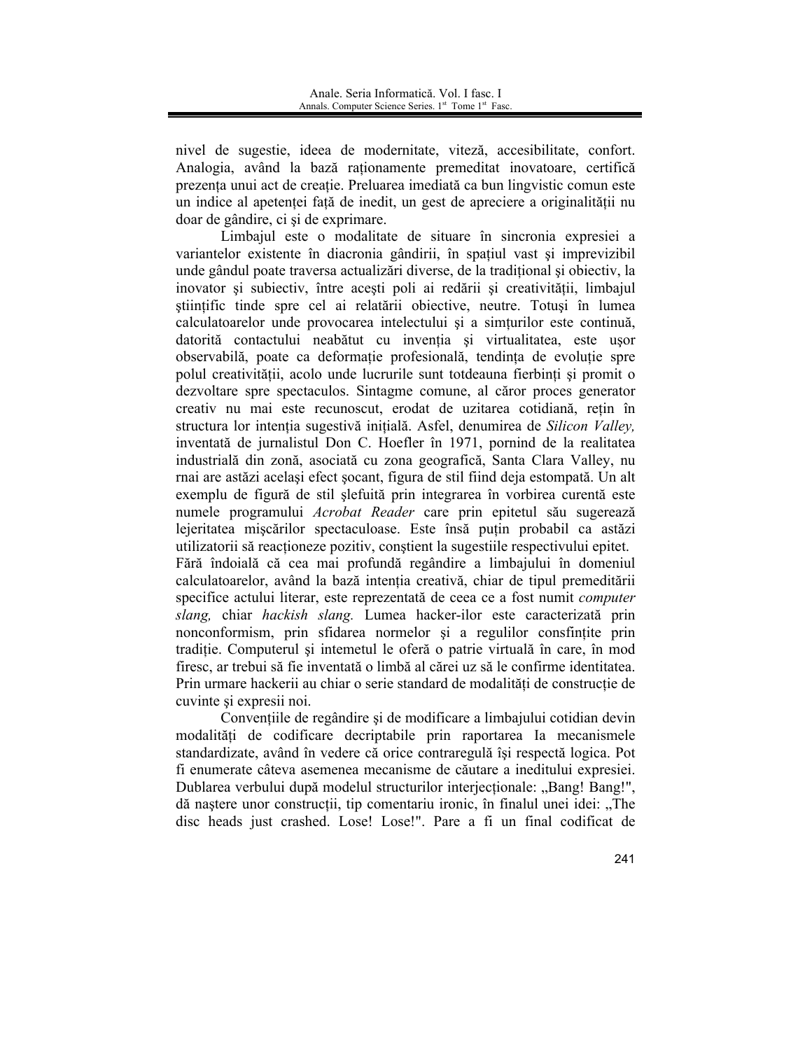nivel de sugestie, ideea de modernitate, viteză, accesibilitate, confort. Analogia, având la bază raţionamente premeditat inovatoare, certifică prezenţa unui act de creaţie. Preluarea imediată ca bun lingvistic comun este un indice al apetenţei faţă de inedit, un gest de apreciere a originalităţii nu doar de gândire, ci şi de exprimare.

Limbajul este o modalitate de situare în sincronia expresiei a variantelor existente în diacronia gândirii, în spaţiul vast şi imprevizibil unde gândul poate traversa actualizări diverse, de la tradiţional şi obiectiv, la inovator şi subiectiv, între aceşti poli ai redării şi creativităţii, limbajul ştiinţific tinde spre cel ai relatării obiective, neutre. Totuşi în lumea calculatoarelor unde provocarea intelectului şi a simţurilor este continuă, datorită contactului neabătut cu invenţia şi virtualitatea, este uşor observabilă, poate ca deformaţie profesională, tendinţa de evoluţie spre polul creativităţii, acolo unde lucrurile sunt totdeauna fierbinţi şi promit o dezvoltare spre spectaculos. Sintagme comune, al căror proces generator creativ nu mai este recunoscut, erodat de uzitarea cotidiană, reţin în structura lor intenţia sugestivă iniţială. Asfel, denumirea de *Silicon Valley,* inventată de jurnalistul Don C. Hoefler în 1971, pornind de la realitatea industrială din zonă, asociată cu zona geografică, Santa Clara Valley, nu rnai are astăzi acelaşi efect şocant, figura de stil fiind deja estompată. Un alt exemplu de figură de stil şlefuită prin integrarea în vorbirea curentă este numele programului *Acrobat Reader* care prin epitetul său sugerează lejeritatea mişcărilor spectaculoase. Este însă puţin probabil ca astăzi utilizatorii să reacţioneze pozitiv, conştient la sugestiile respectivului epitet.
Fără îndoială că cea mai profundă regândire a limbajului în domeniul calculatoarelor, având la bază intenţia creativă, chiar de tipul premeditării specifice actului literar, este reprezentată de ceea ce a fost numit *computer slang,* chiar *hackish slang.* Lumea hacker-ilor este caracterizată prin nonconformism, prin sfidarea normelor şi a regulilor consfinţite prin tradiţie. Computerul şi intemetul le oferă o patrie virtuală în care, în mod firesc, ar trebui să fie inventată o limbă al cărei uz să le confirme identitatea. Prin urmare hackerii au chiar o serie standard de modalităţi de construcţie de cuvinte şi expresii noi.

Convenţiile de regândire şi de modificare a limbajului cotidian devin modalităţi de codificare decriptabile prin raportarea Ia mecanismele standardizate, având în vedere că orice contraregulă îşi respectă logica. Pot fi enumerate câteva asemenea mecanisme de căutare a ineditului expresiei. Dublarea verbului după modelul structurilor interjecţionale: „Bang! Bang!", dă naştere unor construcţii, tip comentariu ironic, în finalul unei idei: „The disc heads just crashed. Lose! Lose!". Pare a fi un final codificat de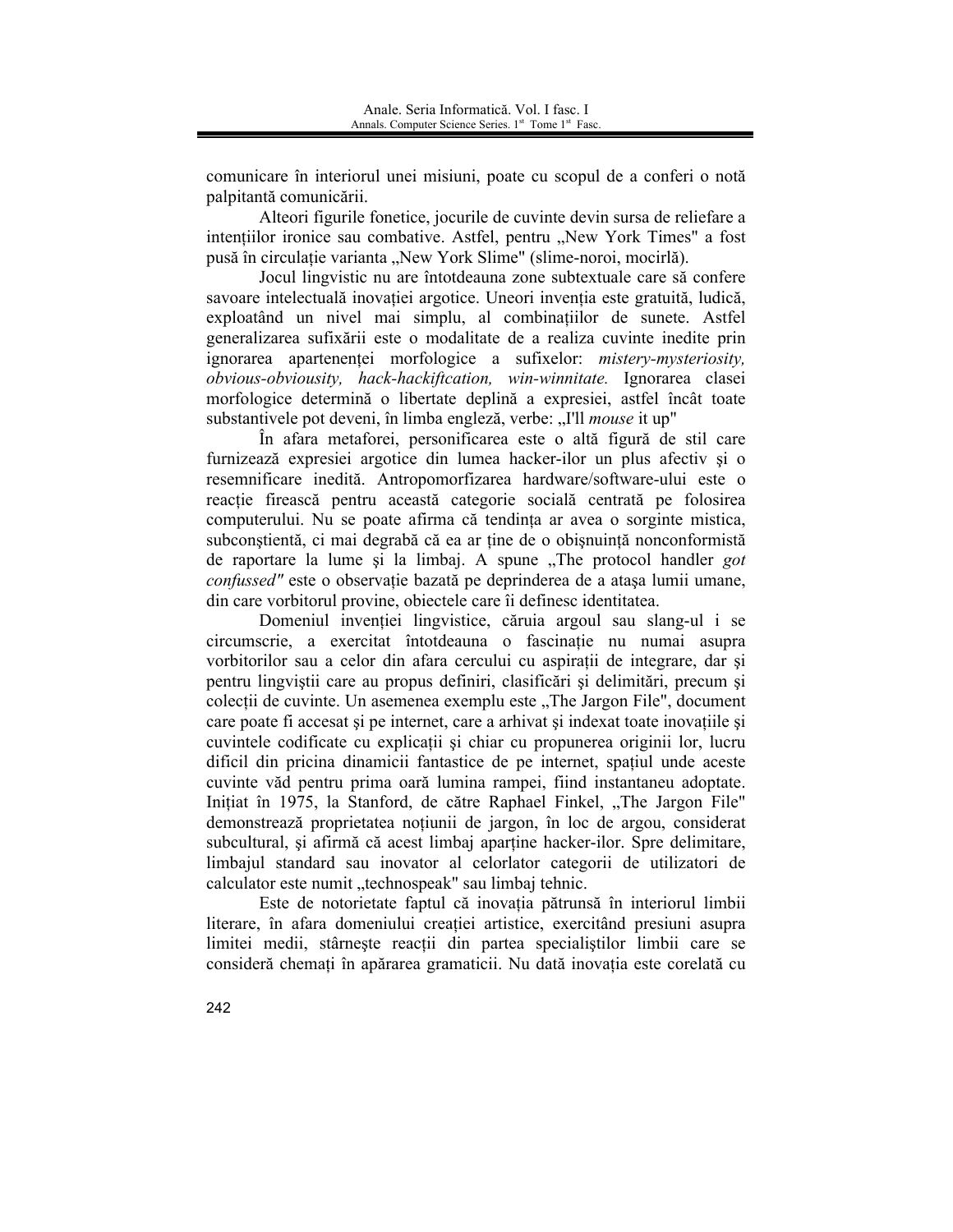comunicare în interiorul unei misiuni, poate cu scopul de a conferi o notă palpitantă comunicării.

Alteori figurile fonetice, jocurile de cuvinte devin sursa de reliefare a intențiilor ironice sau combative. Astfel, pentru „New York Times" a fost pusă în circulație varianta „New York Slime" (slime-noroi, mocirlă).

Jocul lingvistic nu are întotdeauna zone subtextuale care să confere savoare intelectuală inovației argotice. Uneori invenția este gratuită, ludică, exploatând un nivel mai simplu, al combinațiilor de sunete. Astfel generalizarea sufixării este o modalitate de a realiza cuvinte inedite prin ignorarea apartenenței morfologice a sufixelor: *mistery-mysteriosity, obvious-obviousity, hack-hackiftcation, win-winnitate.* Ignorarea clasei morfologice determină o libertate deplină a expresiei, astfel încât toate substantivele pot deveni, în limba engleză, verbe: „I'll *mouse* it up"

În afara metaforei, personificarea este o altă figură de stil care furnizează expresiei argotice din lumea hacker-ilor un plus afectiv şi o resemnificare inedită. Antropomorfizarea hardware/software-ului este o reacție firească pentru această categorie socială centrată pe folosirea computerului. Nu se poate afirma că tendința ar avea o sorginte mistica, subconştientă, ci mai degrabă că ea ar ține de o obişnuință nonconformistă de raportare la lume şi la limbaj. A spune „The protocol handler *got confussed"* este o observație bazată pe deprinderea de a ataşa lumii umane, din care vorbitorul provine, obiectele care îi definesc identitatea.

Domeniul invenției lingvistice, căruia argoul sau slang-ul i se circumscrie, a exercitat întotdeauna o fascinație nu numai asupra vorbitorilor sau a celor din afara cercului cu aspirații de integrare, dar şi pentru lingviştii care au propus definiri, clasificări şi delimitări, precum şi colecții de cuvinte. Un asemenea exemplu este „The Jargon File", document care poate fi accesat şi pe internet, care a arhivat şi indexat toate inovațiile şi cuvintele codificate cu explicații şi chiar cu propunerea originii lor, lucru dificil din pricina dinamicii fantastice de pe internet, spațiul unde aceste cuvinte văd pentru prima oară lumina rampei, fiind instantaneu adoptate. Inițiat în 1975, la Stanford, de către Raphael Finkel, „The Jargon File" demonstrează proprietatea noțiunii de jargon, în loc de argou, considerat subcultural, şi afirmă că acest limbaj aparține hacker-ilor. Spre delimitare, limbajul standard sau inovator al celorlator categorii de utilizatori de calculator este numit „technospeak" sau limbaj tehnic.

Este de notorietate faptul că inovația pătrunsă în interiorul limbii literare, în afara domeniului creației artistice, exercitând presiuni asupra limitei medii, stârneşte reacții din partea specialiştilor limbii care se consideră chemați în apărarea gramaticii. Nu dată inovația este corelată cu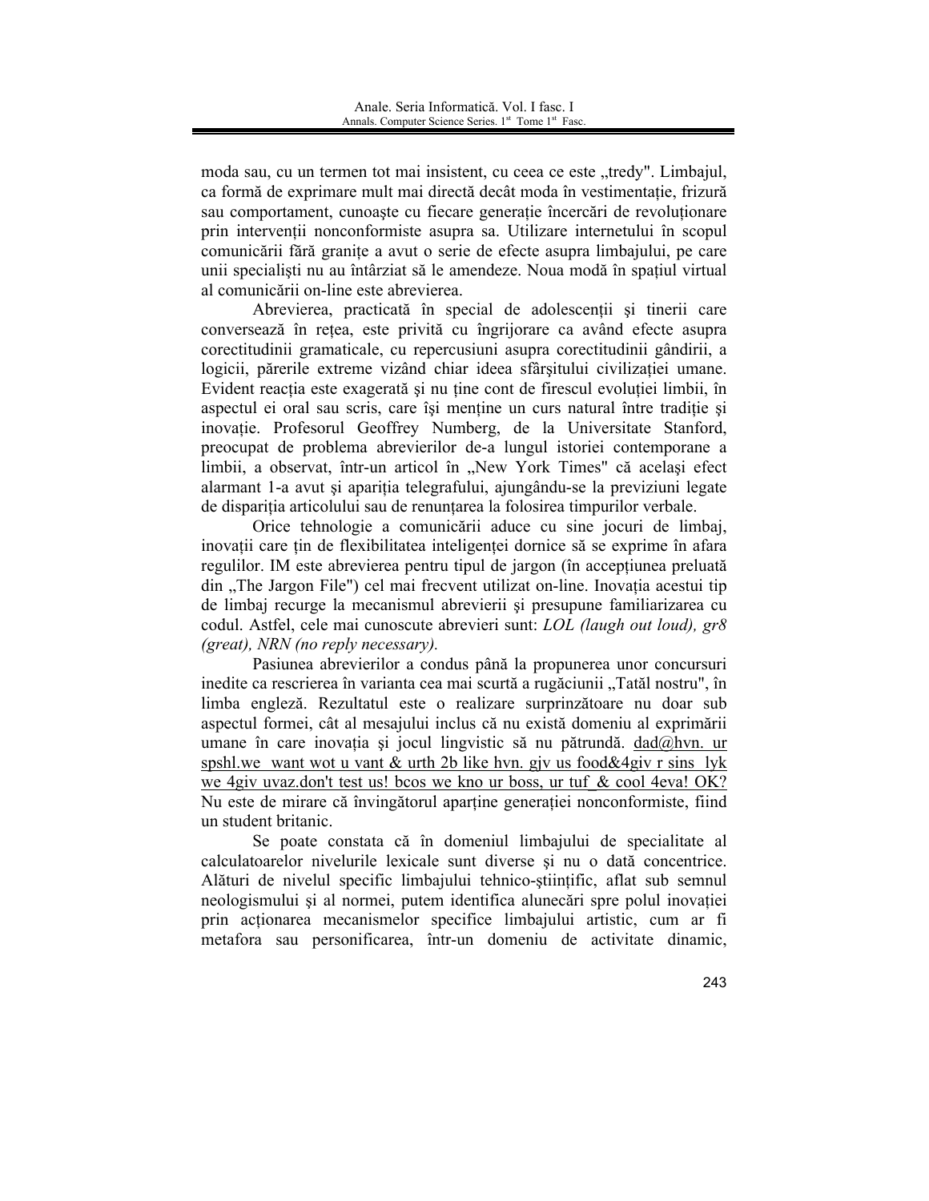moda sau, cu un termen tot mai insistent, cu ceea ce este „tredy". Limbajul, ca formă de exprimare mult mai directă decât moda în vestimentație, frizură sau comportament, cunoaște cu fiecare generație încercări de revoluționare prin intervenții nonconformiste asupra sa. Utilizare internetului în scopul comunicării fără granițe a avut o serie de efecte asupra limbajului, pe care unii specialişti nu au întârziat să le amendeze. Noua modă în spațiul virtual al comunicării on-line este abrevierea.

Abrevierea, practicată în special de adolescenții şi tinerii care conversează în rețea, este privită cu îngrijorare ca având efecte asupra corectitudinii gramaticale, cu repercusiuni asupra corectitudinii gândirii, a logicii, părerile extreme vizând chiar ideea sfârşitului civilizației umane. Evident reacția este exagerată şi nu ține cont de firescul evoluției limbii, în aspectul ei oral sau scris, care își menține un curs natural între tradiție și inovație. Profesorul Geoffrey Numberg, de la Universitate Stanford, preocupat de problema abrevierilor de-a lungul istoriei contemporane a limbii, a observat, într-un articol în „New York Times" că acelaşi efect alarmant 1-a avut şi apariția telegrafului, ajungându-se la previziuni legate de dispariția articolului sau de renunțarea la folosirea timpurilor verbale.

Orice tehnologie a comunicării aduce cu sine jocuri de limbaj, inovații care țin de flexibilitatea inteligenței dornice să se exprime în afara regulilor. IM este abrevierea pentru tipul de jargon (în accepțiunea preluată din „The Jargon File") cel mai frecvent utilizat on-line. Inovația acestui tip de limbaj recurge la mecanismul abrevierii şi presupune familiarizarea cu codul. Astfel, cele mai cunoscute abrevieri sunt: *LOL (laugh out loud), gr8 (great), NRN (no reply necessary).*

Pasiunea abrevierilor a condus până la propunerea unor concursuri inedite ca rescrierea în varianta cea mai scurtă a rugăciunii „Tatăl nostru", în limba engleză. Rezultatul este o realizare surprinzătoare nu doar sub aspectul formei, cât al mesajului inclus că nu există domeniu al exprimării umane în care inovația și jocul lingvistic să nu pătrundă. <u>dad@hvn. ur spshl.we want wot u vant & urth 2b like hvn. gjv us food&4giv r sins lyk we 4giv uvaz.don't test us! bcos we kno ur boss, ur tuf_& cool 4eva! OK?</u> Nu este de mirare că învingătorul aparține generației nonconformiste, fiind un student britanic.

Se poate constata că în domeniul limbajului de specialitate al calculatoarelor nivelurile lexicale sunt diverse şi nu o dată concentrice. Alături de nivelul specific limbajului tehnico-științific, aflat sub semnul neologismului și al normei, putem identifica alunecări spre polul inovației prin acționarea mecanismelor specifice limbajului artistic, cum ar fi metafora sau personificarea, într-un domeniu de activitate dinamic,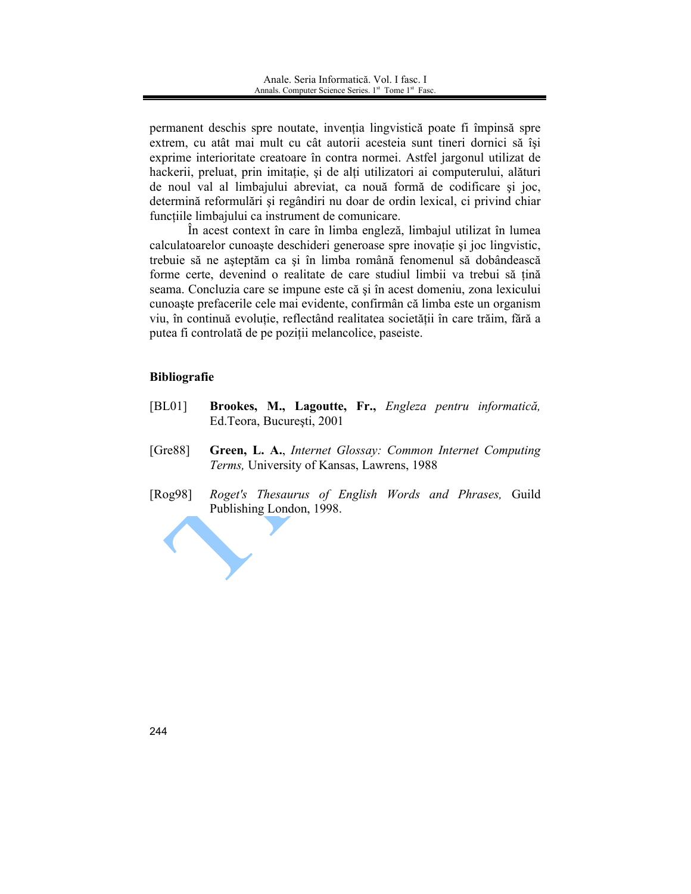permanent deschis spre noutate, invenția lingvistică poate fi împinsă spre extrem, cu atât mai mult cu cât autorii acesteia sunt tineri dornici să își exprime interioritate creatoare în contra normei. Astfel jargonul utilizat de hackerii, preluat, prin imitație, şi de alți utilizatori ai computerului, alături de noul val al limbajului abreviat, ca nouă formă de codificare şi joc, determină reformulări şi regândiri nu doar de ordin lexical, ci privind chiar funcțiile limbajului ca instrument de comunicare.

În acest context în care în limba engleză, limbajul utilizat în lumea calculatoarelor cunoaşte deschideri generoase spre inovație şi joc lingvistic, trebuie să ne aşteptăm ca şi în limba română fenomenul să dobândească forme certe, devenind o realitate de care studiul limbii va trebui să țină seama. Concluzia care se impune este că şi în acest domeniu, zona lexicului cunoaşte prefacerile cele mai evidente, confirmân că limba este un organism viu, în continuă evoluție, reflectând realitatea societății în care trăim, fără a putea fi controlată de pe poziții melancolice, paseiste.

## Bibliografie

[BL01] **Brookes, M., Lagoutte, Fr.,** *Engleza pentru informatică,* Ed.Teora, Bucureşti, 2001

[Gre88] **Green, L. A.**, *Internet Glossay: Common Internet Computing Terms,* University of Kansas, Lawrens, 1988

[Rog98] *Roget's Thesaurus of English Words and Phrases,* Guild Publishing London, 1998.